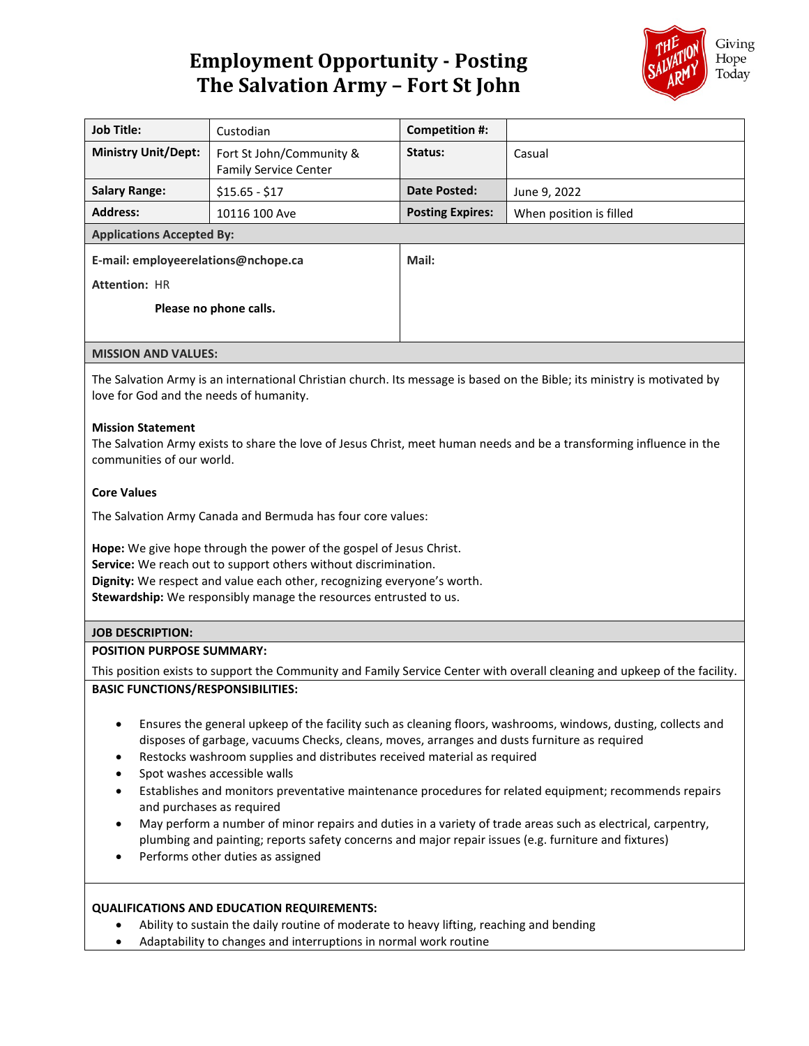# Employment Opportunity - Posting
# The Salvation Army – Fort St John

Giving Hope Today

| Job Title: | Custodian | Competition #: | |
|---|---|---|---|
| Ministry Unit/Dept: | Fort St John/Community & Family Service Center | Status: | Casual |
| Salary Range: | $15.65 - $17 | Date Posted: | June 9, 2022 |
| Address: | 10116 100 Ave | Posting Expires: | When position is filled |

**Applications Accepted By:**

| | |
|---|---|
| **E-mail: employeerelations@nchope.ca**<br>**Attention:** HR<br>**Please no phone calls.** | **Mail:** |

**MISSION AND VALUES:**

The Salvation Army is an international Christian church. Its message is based on the Bible; its ministry is motivated by love for God and the needs of humanity.

**Mission Statement**
The Salvation Army exists to share the love of Jesus Christ, meet human needs and be a transforming influence in the communities of our world.

**Core Values**

The Salvation Army Canada and Bermuda has four core values:

**Hope:** We give hope through the power of the gospel of Jesus Christ.
**Service:** We reach out to support others without discrimination.
**Dignity:** We respect and value each other, recognizing everyone's worth.
**Stewardship:** We responsibly manage the resources entrusted to us.

**JOB DESCRIPTION:**

**POSITION PURPOSE SUMMARY:**

This position exists to support the Community and Family Service Center with overall cleaning and upkeep of the facility.

**BASIC FUNCTIONS/RESPONSIBILITIES:**

- Ensures the general upkeep of the facility such as cleaning floors, washrooms, windows, dusting, collects and disposes of garbage, vacuums Checks, cleans, moves, arranges and dusts furniture as required
- Restocks washroom supplies and distributes received material as required
- Spot washes accessible walls
- Establishes and monitors preventative maintenance procedures for related equipment; recommends repairs and purchases as required
- May perform a number of minor repairs and duties in a variety of trade areas such as electrical, carpentry, plumbing and painting; reports safety concerns and major repair issues (e.g. furniture and fixtures)
- Performs other duties as assigned

**QUALIFICATIONS AND EDUCATION REQUIREMENTS:**

- Ability to sustain the daily routine of moderate to heavy lifting, reaching and bending
- Adaptability to changes and interruptions in normal work routine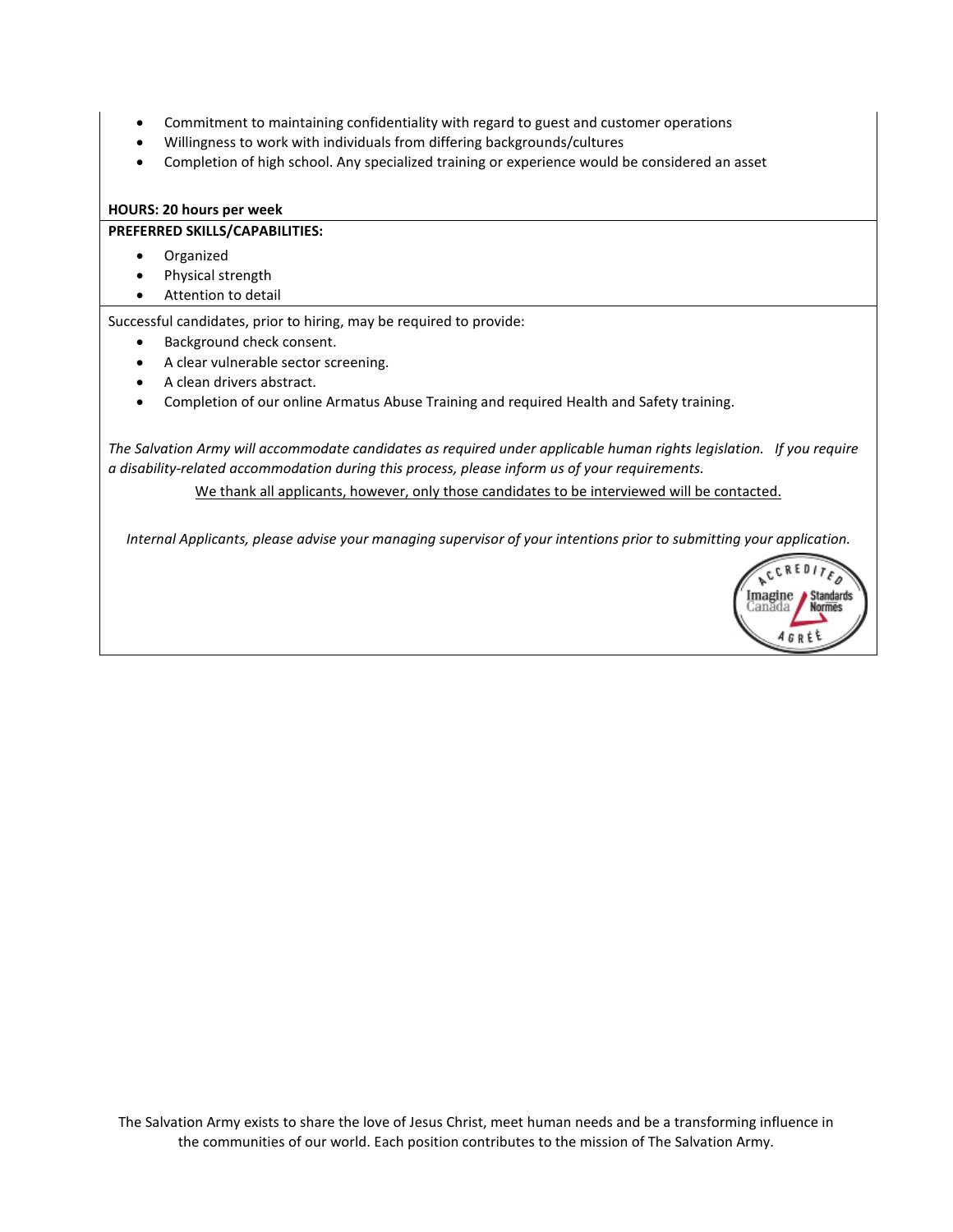- Commitment to maintaining confidentiality with regard to guest and customer operations
- Willingness to work with individuals from differing backgrounds/cultures
- Completion of high school. Any specialized training or experience would be considered an asset

**HOURS: 20 hours per week**

**PREFERRED SKILLS/CAPABILITIES:**

- Organized
- Physical strength
- Attention to detail

Successful candidates, prior to hiring, may be required to provide:

- Background check consent.
- A clear vulnerable sector screening.
- A clean drivers abstract.
- Completion of our online Armatus Abuse Training and required Health and Safety training.

*The Salvation Army will accommodate candidates as required under applicable human rights legislation. If you require a disability-related accommodation during this process, please inform us of your requirements.*

We thank all applicants, however, only those candidates to be interviewed will be contacted.

*Internal Applicants, please advise your managing supervisor of your intentions prior to submitting your application.*

ACCREDITED Imagine Canada Standards Normes AGRÉÉ

The Salvation Army exists to share the love of Jesus Christ, meet human needs and be a transforming influence in the communities of our world. Each position contributes to the mission of The Salvation Army.